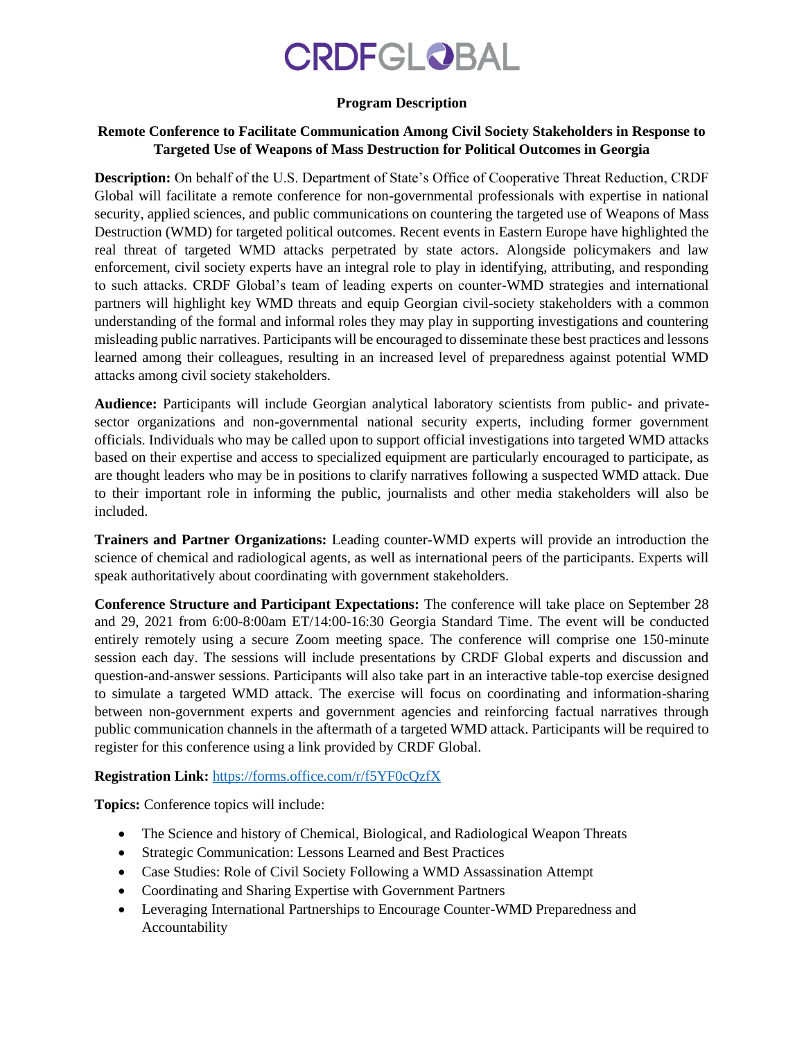# CRDFGLOBAL

## Program Description

### Remote Conference to Facilitate Communication Among Civil Society Stakeholders in Response to Targeted Use of Weapons of Mass Destruction for Political Outcomes in Georgia

**Description:** On behalf of the U.S. Department of State's Office of Cooperative Threat Reduction, CRDF Global will facilitate a remote conference for non-governmental professionals with expertise in national security, applied sciences, and public communications on countering the targeted use of Weapons of Mass Destruction (WMD) for targeted political outcomes. Recent events in Eastern Europe have highlighted the real threat of targeted WMD attacks perpetrated by state actors. Alongside policymakers and law enforcement, civil society experts have an integral role to play in identifying, attributing, and responding to such attacks. CRDF Global's team of leading experts on counter-WMD strategies and international partners will highlight key WMD threats and equip Georgian civil-society stakeholders with a common understanding of the formal and informal roles they may play in supporting investigations and countering misleading public narratives. Participants will be encouraged to disseminate these best practices and lessons learned among their colleagues, resulting in an increased level of preparedness against potential WMD attacks among civil society stakeholders.

**Audience:** Participants will include Georgian analytical laboratory scientists from public- and private-sector organizations and non-governmental national security experts, including former government officials. Individuals who may be called upon to support official investigations into targeted WMD attacks based on their expertise and access to specialized equipment are particularly encouraged to participate, as are thought leaders who may be in positions to clarify narratives following a suspected WMD attack. Due to their important role in informing the public, journalists and other media stakeholders will also be included.

**Trainers and Partner Organizations:** Leading counter-WMD experts will provide an introduction the science of chemical and radiological agents, as well as international peers of the participants. Experts will speak authoritatively about coordinating with government stakeholders.

**Conference Structure and Participant Expectations:** The conference will take place on September 28 and 29, 2021 from 6:00-8:00am ET/14:00-16:30 Georgia Standard Time. The event will be conducted entirely remotely using a secure Zoom meeting space. The conference will comprise one 150-minute session each day. The sessions will include presentations by CRDF Global experts and discussion and question-and-answer sessions. Participants will also take part in an interactive table-top exercise designed to simulate a targeted WMD attack. The exercise will focus on coordinating and information-sharing between non-government experts and government agencies and reinforcing factual narratives through public communication channels in the aftermath of a targeted WMD attack. Participants will be required to register for this conference using a link provided by CRDF Global.

**Registration Link:** https://forms.office.com/r/f5YF0cQzfX

**Topics:** Conference topics will include:

- The Science and history of Chemical, Biological, and Radiological Weapon Threats
- Strategic Communication: Lessons Learned and Best Practices
- Case Studies: Role of Civil Society Following a WMD Assassination Attempt
- Coordinating and Sharing Expertise with Government Partners
- Leveraging International Partnerships to Encourage Counter-WMD Preparedness and Accountability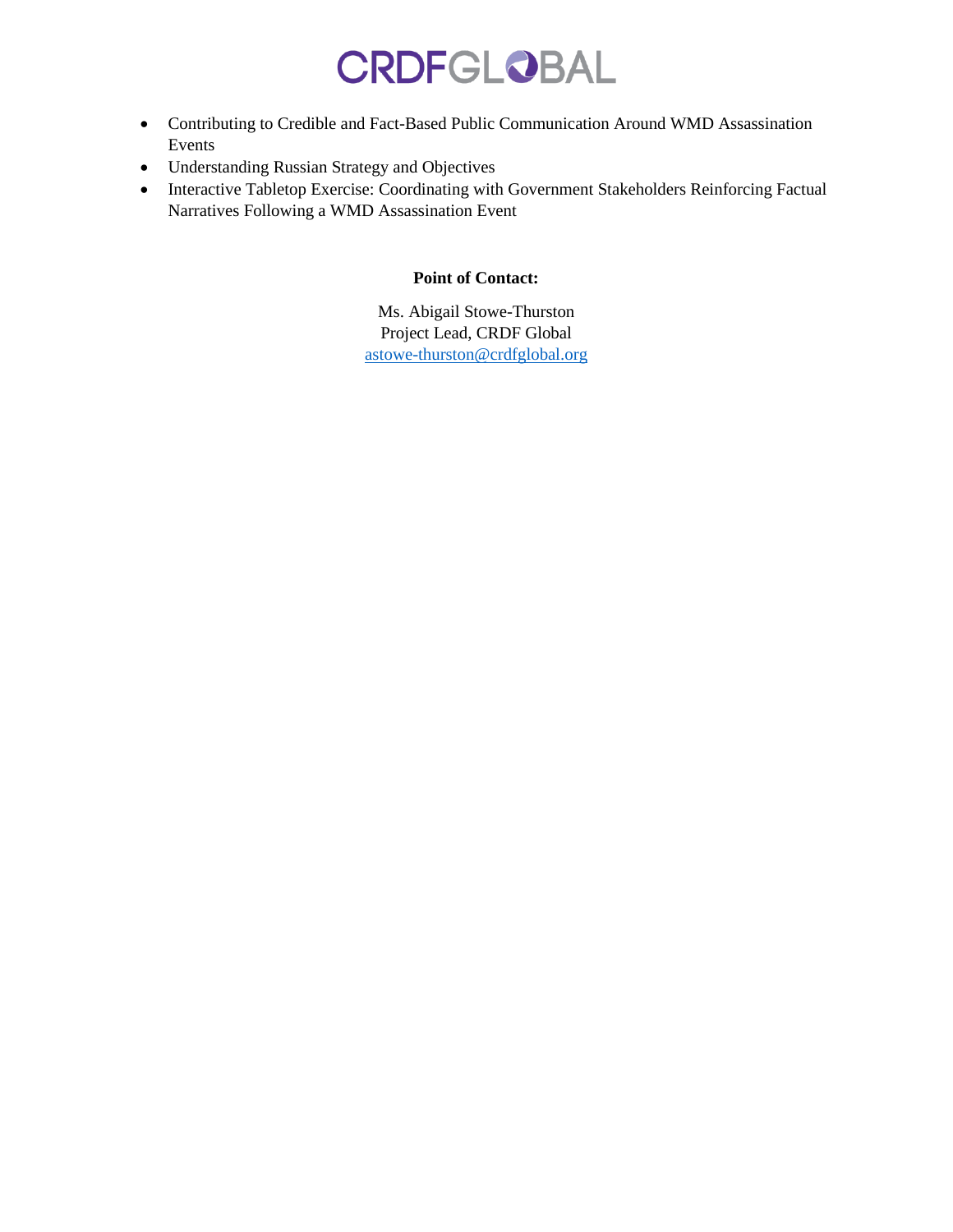- Contributing to Credible and Fact-Based Public Communication Around WMD Assassination Events
- Understanding Russian Strategy and Objectives
- Interactive Tabletop Exercise: Coordinating with Government Stakeholders Reinforcing Factual Narratives Following a WMD Assassination Event

**Point of Contact:**

Ms. Abigail Stowe-Thurston
Project Lead, CRDF Global
astowe-thurston@crdfglobal.org